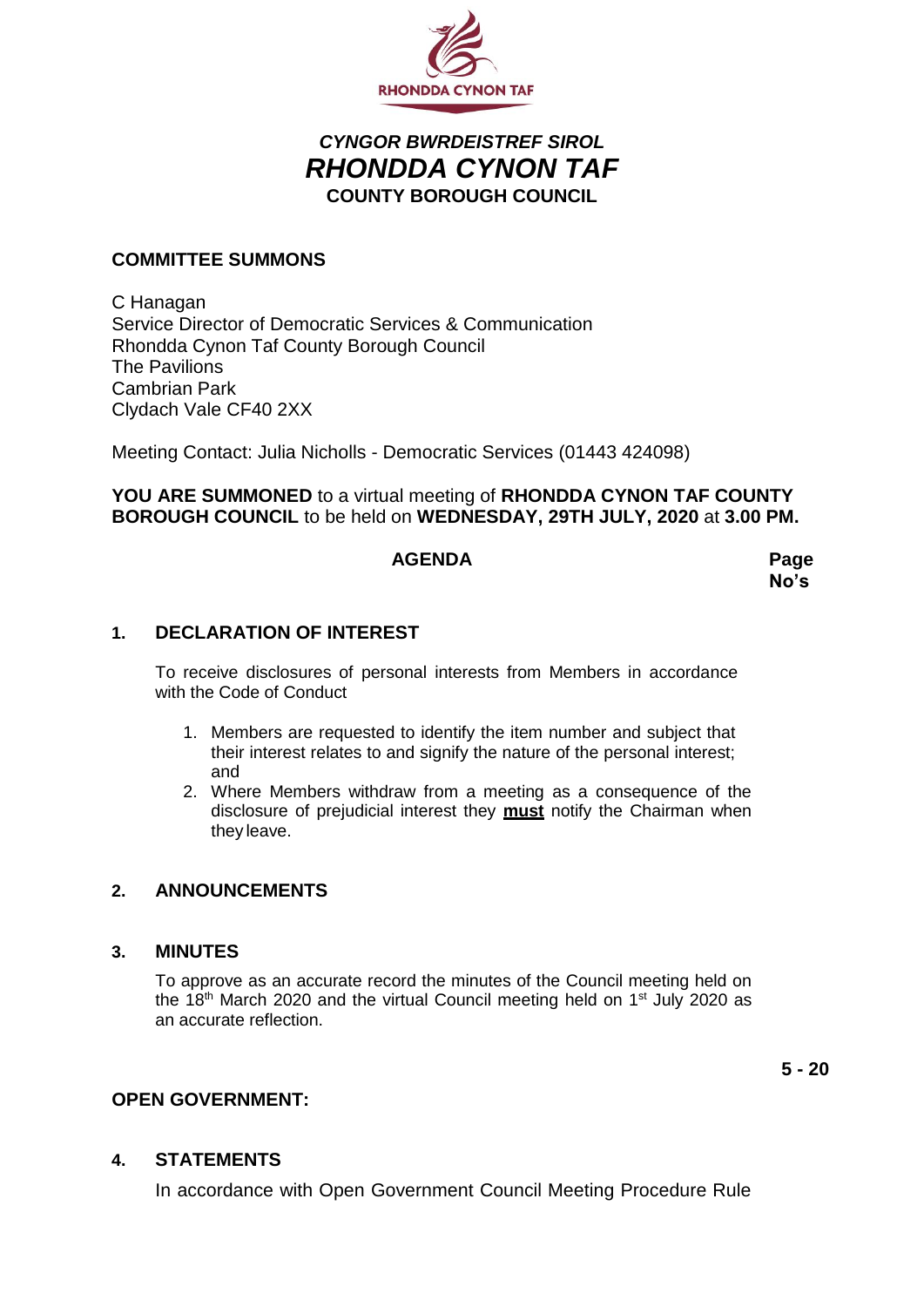RHONDDA CYNON TAF

*CYNGOR BWRDEISTREF SIROL*
# *RHONDDA CYNON TAF*
**COUNTY BOROUGH COUNCIL**

**COMMITTEE SUMMONS**

C Hanagan
Service Director of Democratic Services & Communication
Rhondda Cynon Taf County Borough Council
The Pavilions
Cambrian Park
Clydach Vale CF40 2XX

Meeting Contact: Julia Nicholls - Democratic Services (01443 424098)

**YOU ARE SUMMONED** to a virtual meeting of **RHONDDA CYNON TAF COUNTY BOROUGH COUNCIL** to be held on **WEDNESDAY, 29TH JULY, 2020** at **3.00 PM.**

| **AGENDA** | **Page No's** |
|---|---|

### 1. DECLARATION OF INTEREST

To receive disclosures of personal interests from Members in accordance with the Code of Conduct

1. Members are requested to identify the item number and subject that their interest relates to and signify the nature of the personal interest; and
2. Where Members withdraw from a meeting as a consequence of the disclosure of prejudicial interest they **must** notify the Chairman when they leave.

### 2. ANNOUNCEMENTS

### 3. MINUTES

To approve as an accurate record the minutes of the Council meeting held on the 18th March 2020 and the virtual Council meeting held on 1st July 2020 as an accurate reflection.

**5 - 20**

**OPEN GOVERNMENT:**

### 4. STATEMENTS

In accordance with Open Government Council Meeting Procedure Rule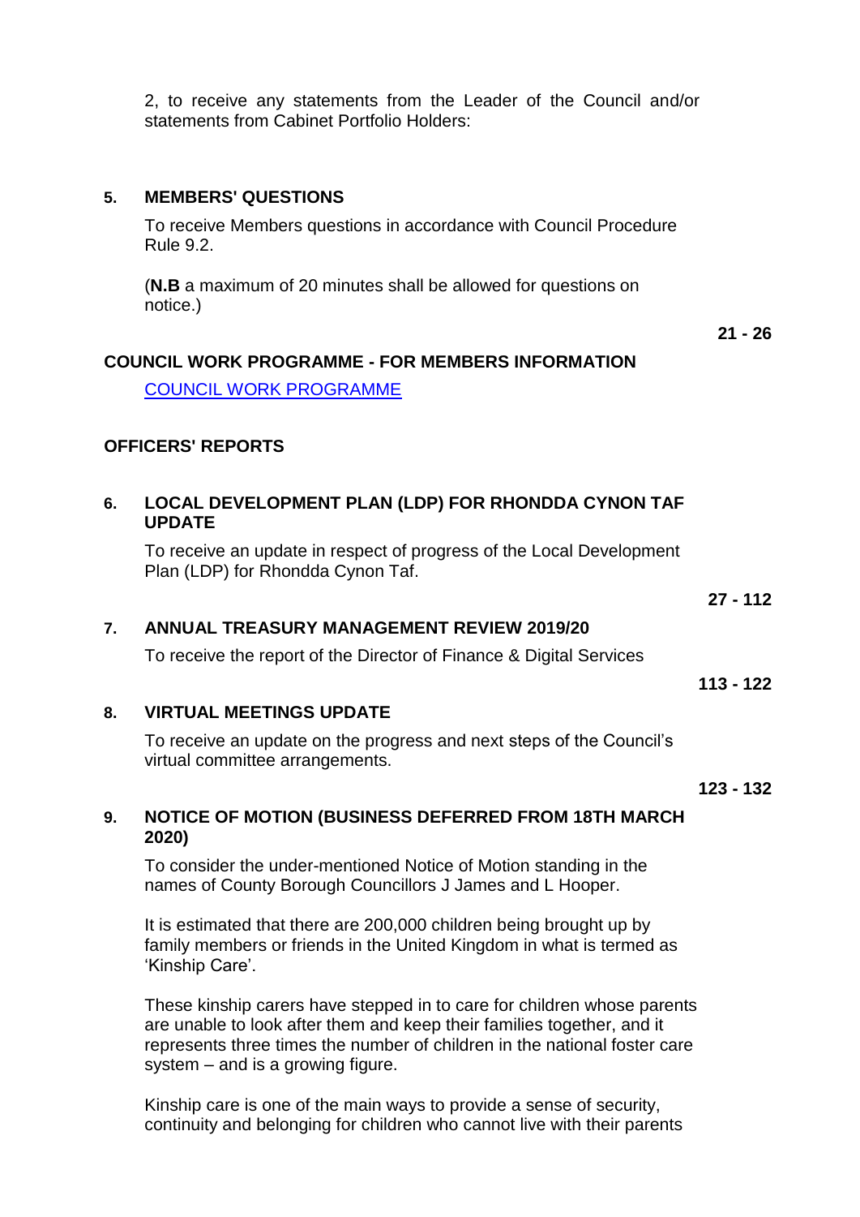2, to receive any statements from the Leader of the Council and/or statements from Cabinet Portfolio Holders:

**5. MEMBERS' QUESTIONS**

To receive Members questions in accordance with Council Procedure Rule 9.2.

(**N.B** a maximum of 20 minutes shall be allowed for questions on notice.)

**21 - 26**

**COUNCIL WORK PROGRAMME - FOR MEMBERS INFORMATION**

COUNCIL WORK PROGRAMME

**OFFICERS' REPORTS**

**6. LOCAL DEVELOPMENT PLAN (LDP) FOR RHONDDA CYNON TAF UPDATE**

To receive an update in respect of progress of the Local Development Plan (LDP) for Rhondda Cynon Taf.

**27 - 112**

**7. ANNUAL TREASURY MANAGEMENT REVIEW 2019/20**

To receive the report of the Director of Finance & Digital Services

**113 - 122**

**8. VIRTUAL MEETINGS UPDATE**

To receive an update on the progress and next steps of the Council's virtual committee arrangements.

**123 - 132**

**9. NOTICE OF MOTION (BUSINESS DEFERRED FROM 18TH MARCH 2020)**

To consider the under-mentioned Notice of Motion standing in the names of County Borough Councillors J James and L Hooper.

It is estimated that there are 200,000 children being brought up by family members or friends in the United Kingdom in what is termed as 'Kinship Care'.

These kinship carers have stepped in to care for children whose parents are unable to look after them and keep their families together, and it represents three times the number of children in the national foster care system – and is a growing figure.

Kinship care is one of the main ways to provide a sense of security, continuity and belonging for children who cannot live with their parents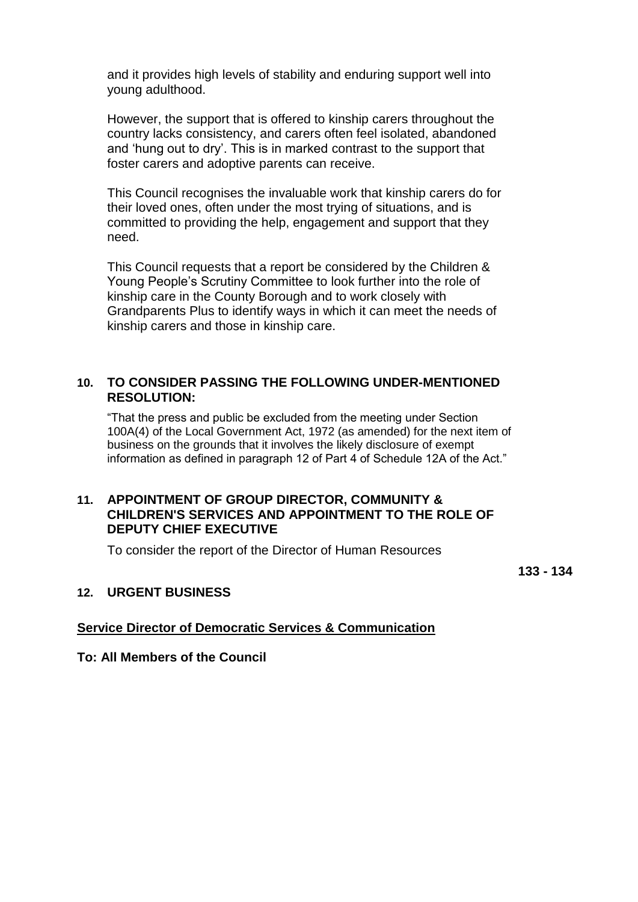and it provides high levels of stability and enduring support well into young adulthood.

However, the support that is offered to kinship carers throughout the country lacks consistency, and carers often feel isolated, abandoned and 'hung out to dry'. This is in marked contrast to the support that foster carers and adoptive parents can receive.

This Council recognises the invaluable work that kinship carers do for their loved ones, often under the most trying of situations, and is committed to providing the help, engagement and support that they need.

This Council requests that a report be considered by the Children & Young People's Scrutiny Committee to look further into the role of kinship care in the County Borough and to work closely with Grandparents Plus to identify ways in which it can meet the needs of kinship carers and those in kinship care.

**10. TO CONSIDER PASSING THE FOLLOWING UNDER-MENTIONED RESOLUTION:**

"That the press and public be excluded from the meeting under Section 100A(4) of the Local Government Act, 1972 (as amended) for the next item of business on the grounds that it involves the likely disclosure of exempt information as defined in paragraph 12 of Part 4 of Schedule 12A of the Act."

**11. APPOINTMENT OF GROUP DIRECTOR, COMMUNITY & CHILDREN'S SERVICES AND APPOINTMENT TO THE ROLE OF DEPUTY CHIEF EXECUTIVE**

To consider the report of the Director of Human Resources

**133 - 134**

**12. URGENT BUSINESS**

**Service Director of Democratic Services & Communication**

**To: All Members of the Council**